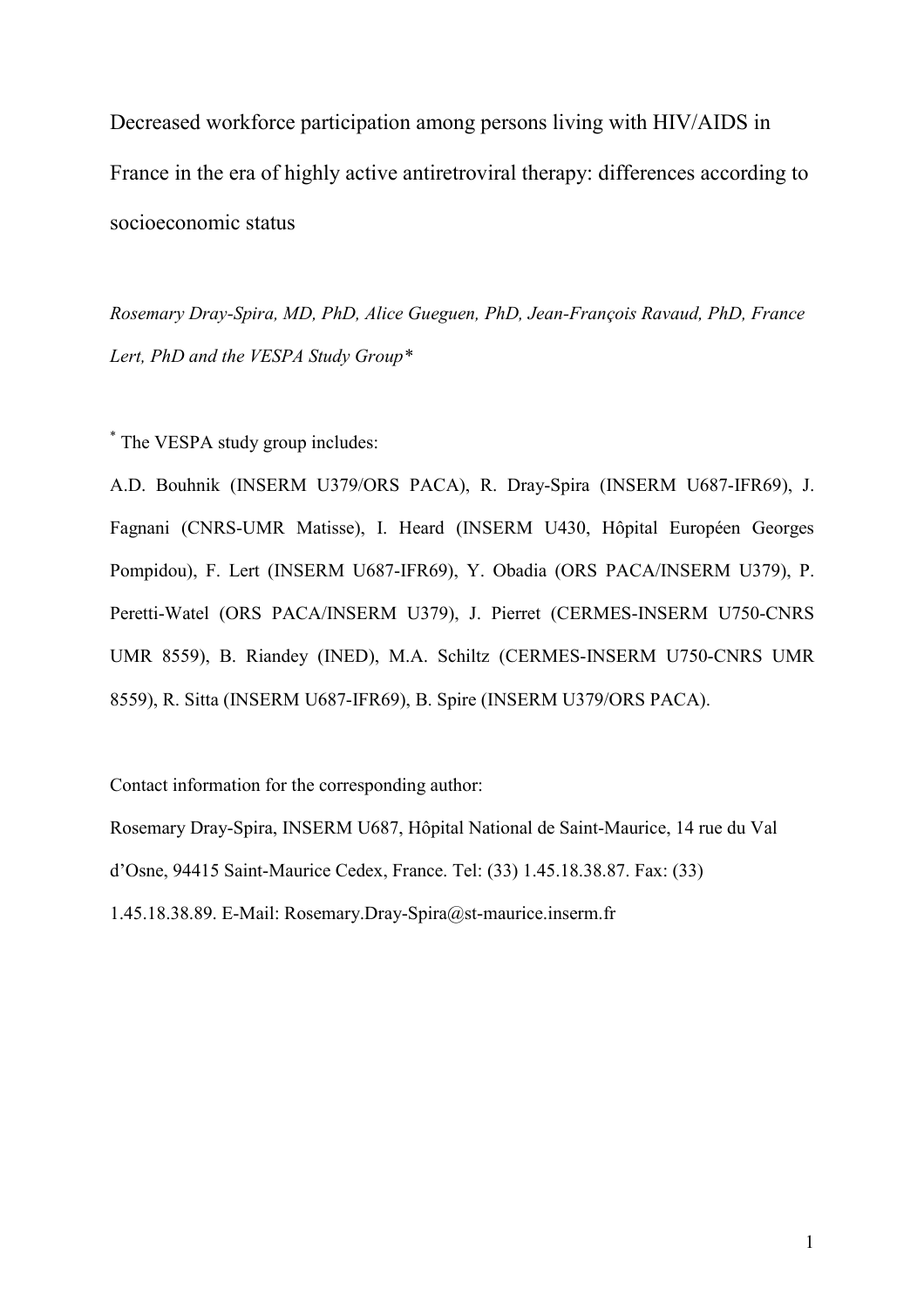# Decreased workforce participation among persons living with HIV/AIDS in France in the era of highly active antiretroviral therapy: differences according to socioeconomic status

*Rosemary Dray-Spira, MD, PhD, Alice Gueguen, PhD, Jean-François Ravaud, PhD, France Lert, PhD and the VESPA Study Group\**

\* The VESPA study group includes:

A.D. Bouhnik (INSERM U379/ORS PACA), R. Dray-Spira (INSERM U687-IFR69), J. Fagnani (CNRS-UMR Matisse), I. Heard (INSERM U430, Hôpital Européen Georges Pompidou), F. Lert (INSERM U687-IFR69), Y. Obadia (ORS PACA/INSERM U379), P. Peretti-Watel (ORS PACA/INSERM U379), J. Pierret (CERMES-INSERM U750-CNRS UMR 8559), B. Riandey (INED), M.A. Schiltz (CERMES-INSERM U750-CNRS UMR 8559), R. Sitta (INSERM U687-IFR69), B. Spire (INSERM U379/ORS PACA).

Contact information for the corresponding author:

Rosemary Dray-Spira, INSERM U687, Hôpital National de Saint-Maurice, 14 rue du Val d'Osne, 94415 Saint-Maurice Cedex, France. Tel: (33) 1.45.18.38.87. Fax: (33) 1.45.18.38.89. E-Mail: Rosemary.Dray-Spira@st-maurice.inserm.fr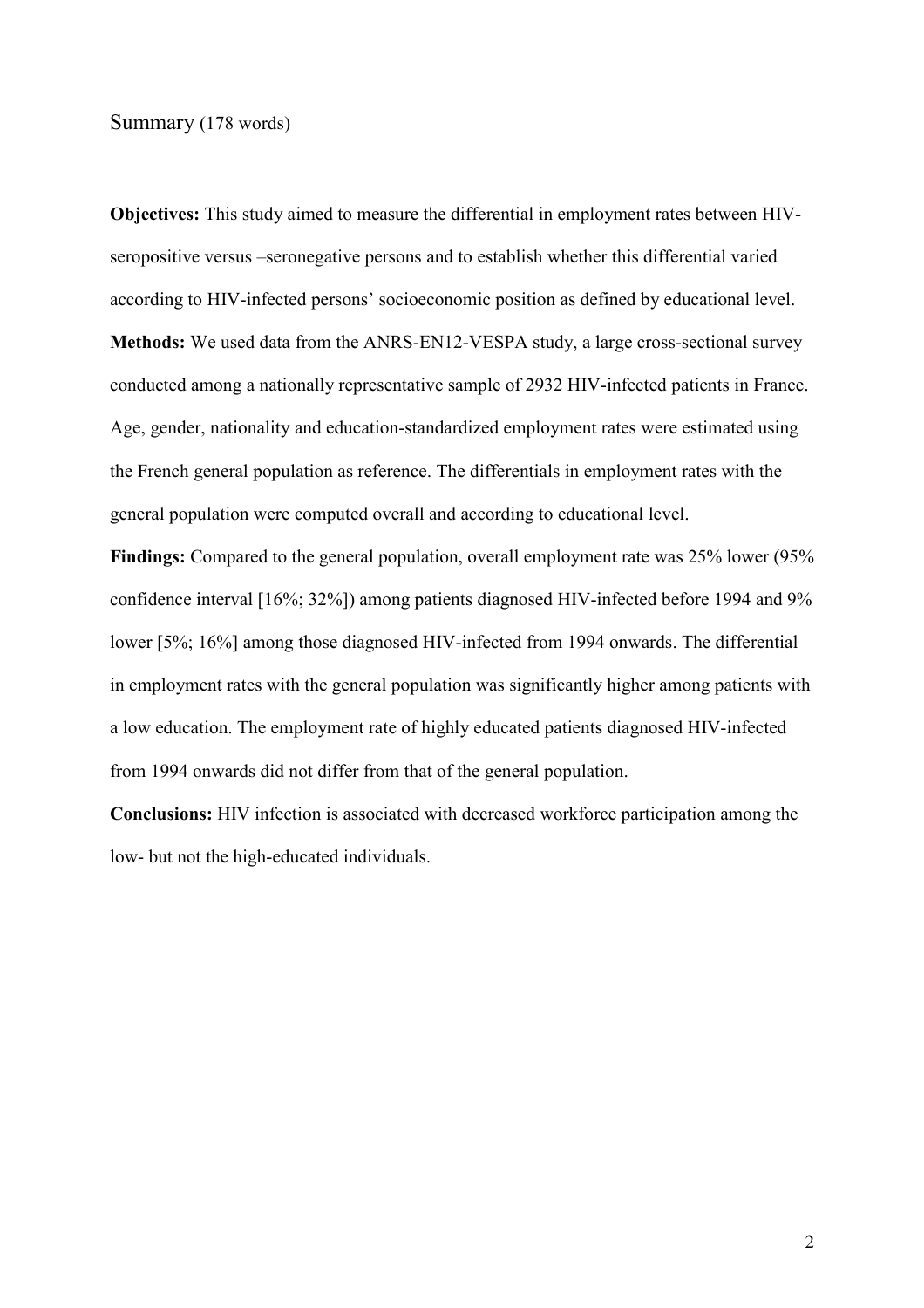## Summary (178 words)

**Objectives:** This study aimed to measure the differential in employment rates between HIV-seropositive versus –seronegative persons and to establish whether this differential varied according to HIV-infected persons' socioeconomic position as defined by educational level.

**Methods:** We used data from the ANRS-EN12-VESPA study, a large cross-sectional survey conducted among a nationally representative sample of 2932 HIV-infected patients in France. Age, gender, nationality and education-standardized employment rates were estimated using the French general population as reference. The differentials in employment rates with the general population were computed overall and according to educational level.

**Findings:** Compared to the general population, overall employment rate was 25% lower (95% confidence interval [16%; 32%]) among patients diagnosed HIV-infected before 1994 and 9% lower [5%; 16%] among those diagnosed HIV-infected from 1994 onwards. The differential in employment rates with the general population was significantly higher among patients with a low education. The employment rate of highly educated patients diagnosed HIV-infected from 1994 onwards did not differ from that of the general population.

**Conclusions:** HIV infection is associated with decreased workforce participation among the low- but not the high-educated individuals.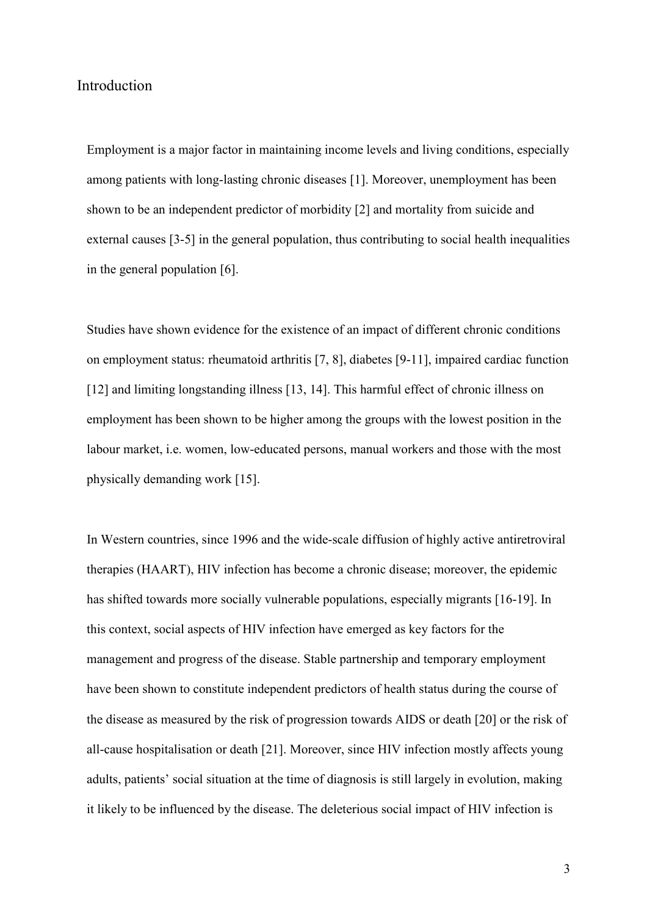## Introduction

Employment is a major factor in maintaining income levels and living conditions, especially among patients with long-lasting chronic diseases [1]. Moreover, unemployment has been shown to be an independent predictor of morbidity [2] and mortality from suicide and external causes [3-5] in the general population, thus contributing to social health inequalities in the general population [6].

Studies have shown evidence for the existence of an impact of different chronic conditions on employment status: rheumatoid arthritis [7, 8], diabetes [9-11], impaired cardiac function [12] and limiting longstanding illness [13, 14]. This harmful effect of chronic illness on employment has been shown to be higher among the groups with the lowest position in the labour market, i.e. women, low-educated persons, manual workers and those with the most physically demanding work [15].

In Western countries, since 1996 and the wide-scale diffusion of highly active antiretroviral therapies (HAART), HIV infection has become a chronic disease; moreover, the epidemic has shifted towards more socially vulnerable populations, especially migrants [16-19]. In this context, social aspects of HIV infection have emerged as key factors for the management and progress of the disease. Stable partnership and temporary employment have been shown to constitute independent predictors of health status during the course of the disease as measured by the risk of progression towards AIDS or death [20] or the risk of all-cause hospitalisation or death [21]. Moreover, since HIV infection mostly affects young adults, patients' social situation at the time of diagnosis is still largely in evolution, making it likely to be influenced by the disease. The deleterious social impact of HIV infection is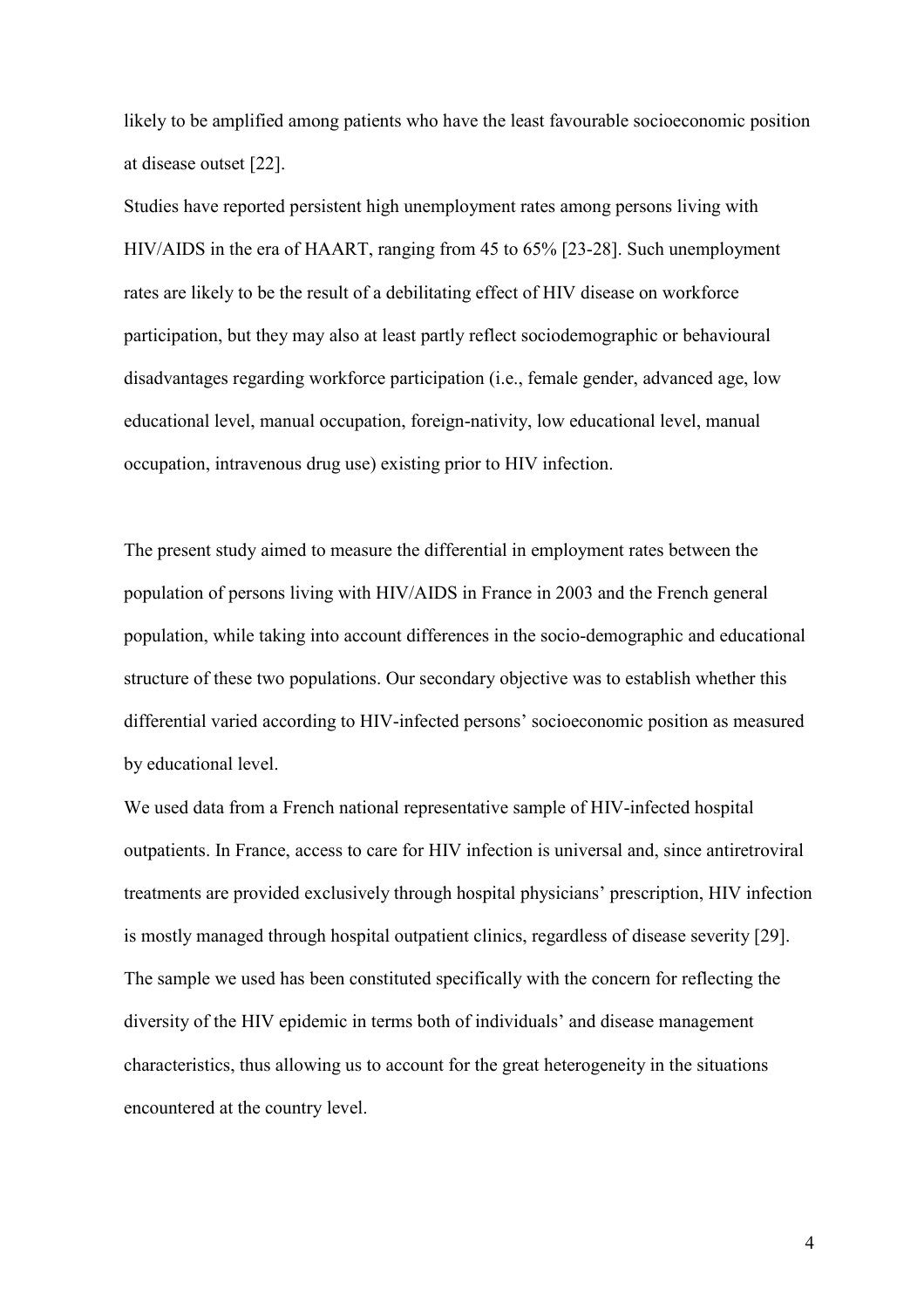likely to be amplified among patients who have the least favourable socioeconomic position at disease outset [22].

Studies have reported persistent high unemployment rates among persons living with HIV/AIDS in the era of HAART, ranging from 45 to 65% [23-28]. Such unemployment rates are likely to be the result of a debilitating effect of HIV disease on workforce participation, but they may also at least partly reflect sociodemographic or behavioural disadvantages regarding workforce participation (i.e., female gender, advanced age, low educational level, manual occupation, foreign-nativity, low educational level, manual occupation, intravenous drug use) existing prior to HIV infection.

The present study aimed to measure the differential in employment rates between the population of persons living with HIV/AIDS in France in 2003 and the French general population, while taking into account differences in the socio-demographic and educational structure of these two populations. Our secondary objective was to establish whether this differential varied according to HIV-infected persons' socioeconomic position as measured by educational level.

We used data from a French national representative sample of HIV-infected hospital outpatients. In France, access to care for HIV infection is universal and, since antiretroviral treatments are provided exclusively through hospital physicians' prescription, HIV infection is mostly managed through hospital outpatient clinics, regardless of disease severity [29]. The sample we used has been constituted specifically with the concern for reflecting the diversity of the HIV epidemic in terms both of individuals' and disease management characteristics, thus allowing us to account for the great heterogeneity in the situations encountered at the country level.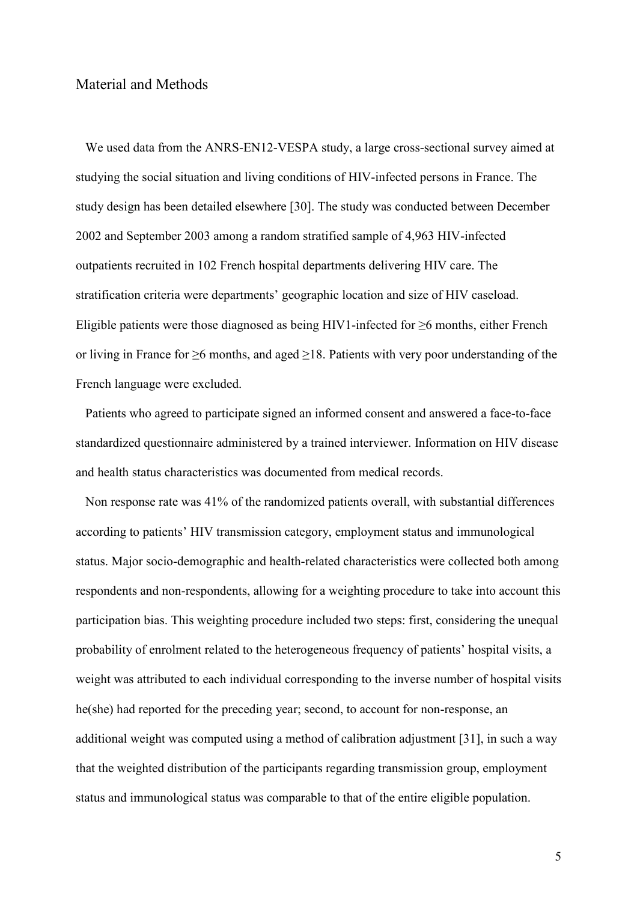## Material and Methods

We used data from the ANRS-EN12-VESPA study, a large cross-sectional survey aimed at studying the social situation and living conditions of HIV-infected persons in France. The study design has been detailed elsewhere [30]. The study was conducted between December 2002 and September 2003 among a random stratified sample of 4,963 HIV-infected outpatients recruited in 102 French hospital departments delivering HIV care. The stratification criteria were departments' geographic location and size of HIV caseload. Eligible patients were those diagnosed as being HIV1-infected for ≥6 months, either French or living in France for ≥6 months, and aged ≥18. Patients with very poor understanding of the French language were excluded.

Patients who agreed to participate signed an informed consent and answered a face-to-face standardized questionnaire administered by a trained interviewer. Information on HIV disease and health status characteristics was documented from medical records.

Non response rate was 41% of the randomized patients overall, with substantial differences according to patients' HIV transmission category, employment status and immunological status. Major socio-demographic and health-related characteristics were collected both among respondents and non-respondents, allowing for a weighting procedure to take into account this participation bias. This weighting procedure included two steps: first, considering the unequal probability of enrolment related to the heterogeneous frequency of patients' hospital visits, a weight was attributed to each individual corresponding to the inverse number of hospital visits he(she) had reported for the preceding year; second, to account for non-response, an additional weight was computed using a method of calibration adjustment [31], in such a way that the weighted distribution of the participants regarding transmission group, employment status and immunological status was comparable to that of the entire eligible population.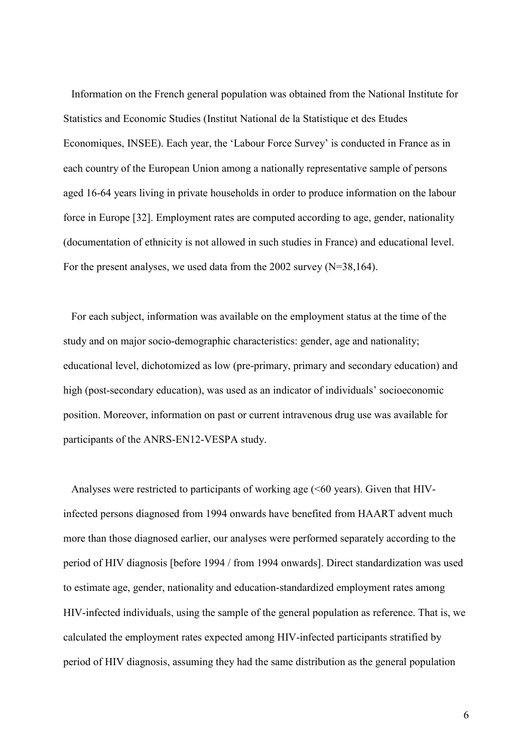Information on the French general population was obtained from the National Institute for Statistics and Economic Studies (Institut National de la Statistique et des Etudes Economiques, INSEE). Each year, the 'Labour Force Survey' is conducted in France as in each country of the European Union among a nationally representative sample of persons aged 16-64 years living in private households in order to produce information on the labour force in Europe [32]. Employment rates are computed according to age, gender, nationality (documentation of ethnicity is not allowed in such studies in France) and educational level. For the present analyses, we used data from the 2002 survey (N=38,164).

For each subject, information was available on the employment status at the time of the study and on major socio-demographic characteristics: gender, age and nationality; educational level, dichotomized as low (pre-primary, primary and secondary education) and high (post-secondary education), was used as an indicator of individuals' socioeconomic position. Moreover, information on past or current intravenous drug use was available for participants of the ANRS-EN12-VESPA study.

Analyses were restricted to participants of working age (<60 years). Given that HIV-infected persons diagnosed from 1994 onwards have benefited from HAART advent much more than those diagnosed earlier, our analyses were performed separately according to the period of HIV diagnosis [before 1994 / from 1994 onwards]. Direct standardization was used to estimate age, gender, nationality and education-standardized employment rates among HIV-infected individuals, using the sample of the general population as reference. That is, we calculated the employment rates expected among HIV-infected participants stratified by period of HIV diagnosis, assuming they had the same distribution as the general population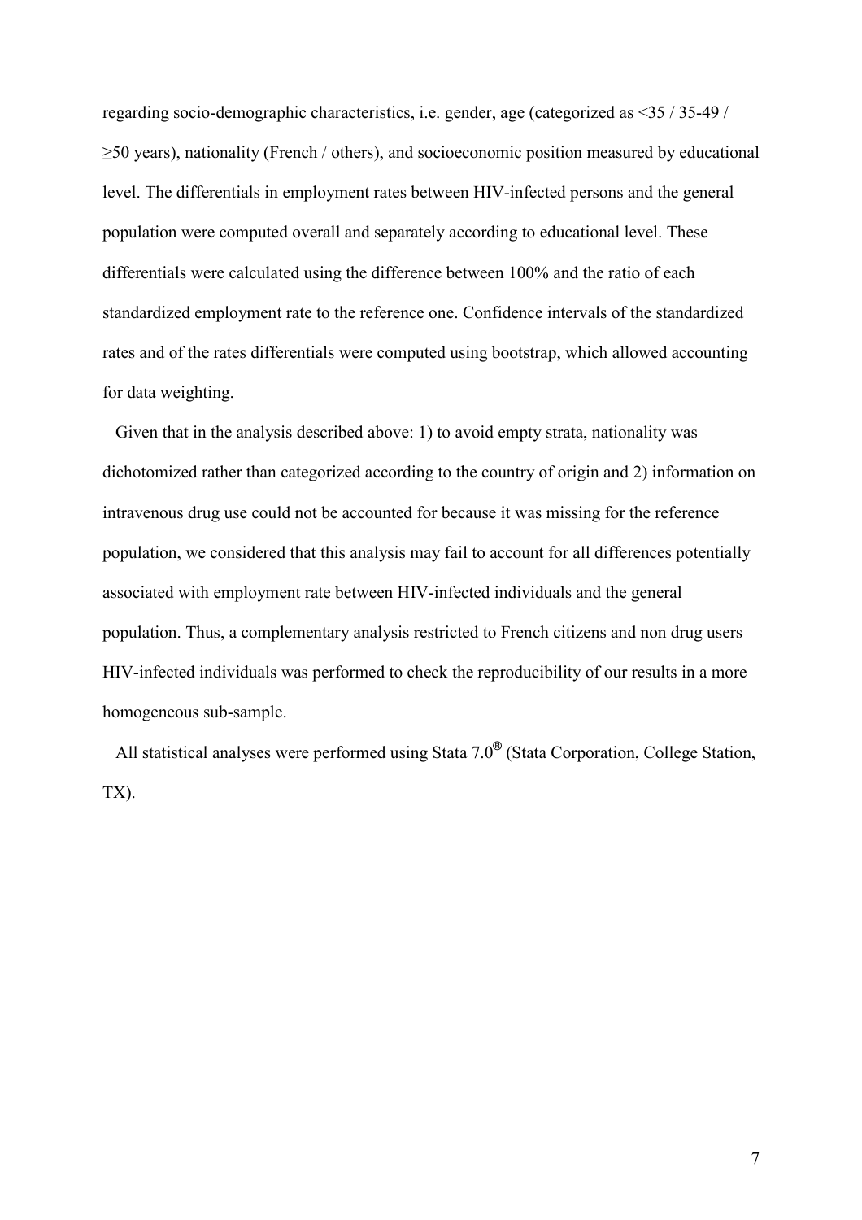regarding socio-demographic characteristics, i.e. gender, age (categorized as <35 / 35-49 / ≥50 years), nationality (French / others), and socioeconomic position measured by educational level. The differentials in employment rates between HIV-infected persons and the general population were computed overall and separately according to educational level. These differentials were calculated using the difference between 100% and the ratio of each standardized employment rate to the reference one. Confidence intervals of the standardized rates and of the rates differentials were computed using bootstrap, which allowed accounting for data weighting.

Given that in the analysis described above: 1) to avoid empty strata, nationality was dichotomized rather than categorized according to the country of origin and 2) information on intravenous drug use could not be accounted for because it was missing for the reference population, we considered that this analysis may fail to account for all differences potentially associated with employment rate between HIV-infected individuals and the general population. Thus, a complementary analysis restricted to French citizens and non drug users HIV-infected individuals was performed to check the reproducibility of our results in a more homogeneous sub-sample.

All statistical analyses were performed using Stata 7.0® (Stata Corporation, College Station, TX).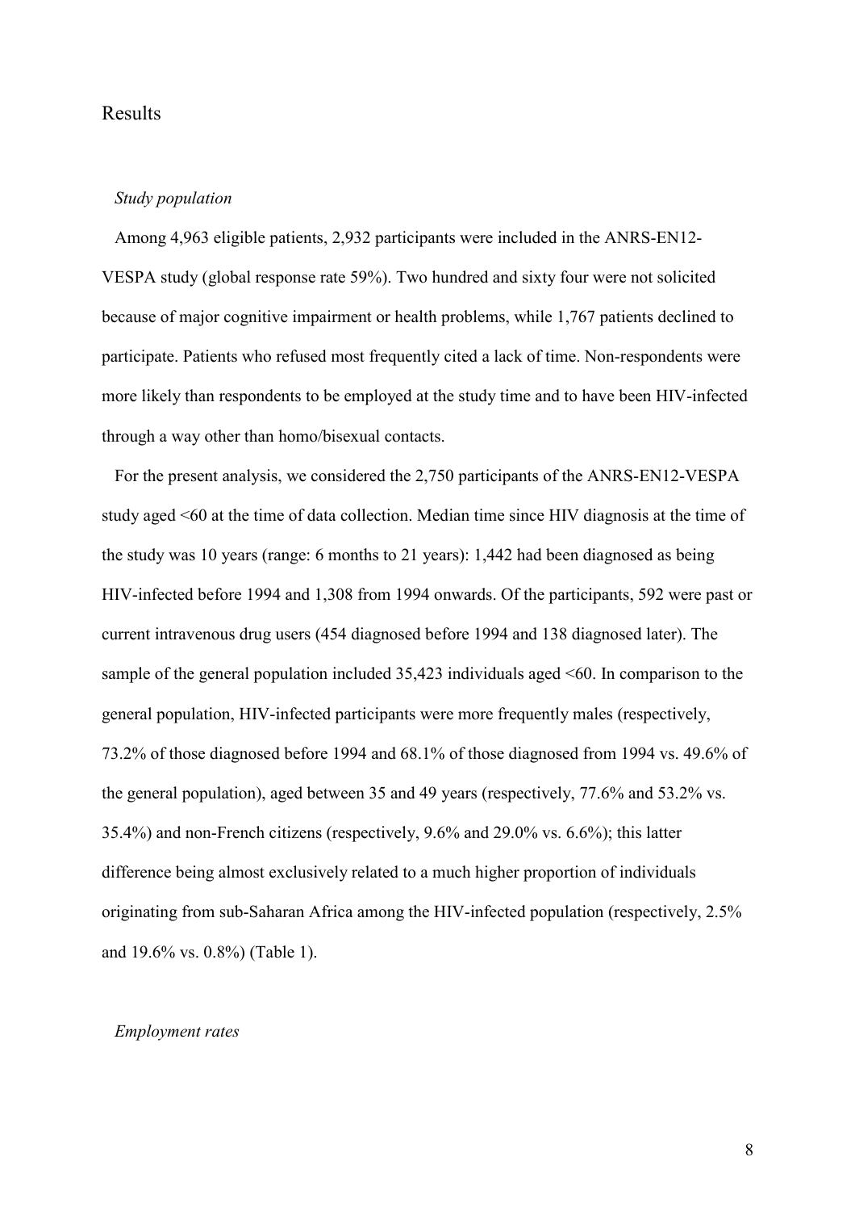# Results

### *Study population*

Among 4,963 eligible patients, 2,932 participants were included in the ANRS-EN12-VESPA study (global response rate 59%). Two hundred and sixty four were not solicited because of major cognitive impairment or health problems, while 1,767 patients declined to participate. Patients who refused most frequently cited a lack of time. Non-respondents were more likely than respondents to be employed at the study time and to have been HIV-infected through a way other than homo/bisexual contacts.

For the present analysis, we considered the 2,750 participants of the ANRS-EN12-VESPA study aged <60 at the time of data collection. Median time since HIV diagnosis at the time of the study was 10 years (range: 6 months to 21 years): 1,442 had been diagnosed as being HIV-infected before 1994 and 1,308 from 1994 onwards. Of the participants, 592 were past or current intravenous drug users (454 diagnosed before 1994 and 138 diagnosed later). The sample of the general population included 35,423 individuals aged <60. In comparison to the general population, HIV-infected participants were more frequently males (respectively, 73.2% of those diagnosed before 1994 and 68.1% of those diagnosed from 1994 vs. 49.6% of the general population), aged between 35 and 49 years (respectively, 77.6% and 53.2% vs. 35.4%) and non-French citizens (respectively, 9.6% and 29.0% vs. 6.6%); this latter difference being almost exclusively related to a much higher proportion of individuals originating from sub-Saharan Africa among the HIV-infected population (respectively, 2.5% and 19.6% vs. 0.8%) (Table 1).

### *Employment rates*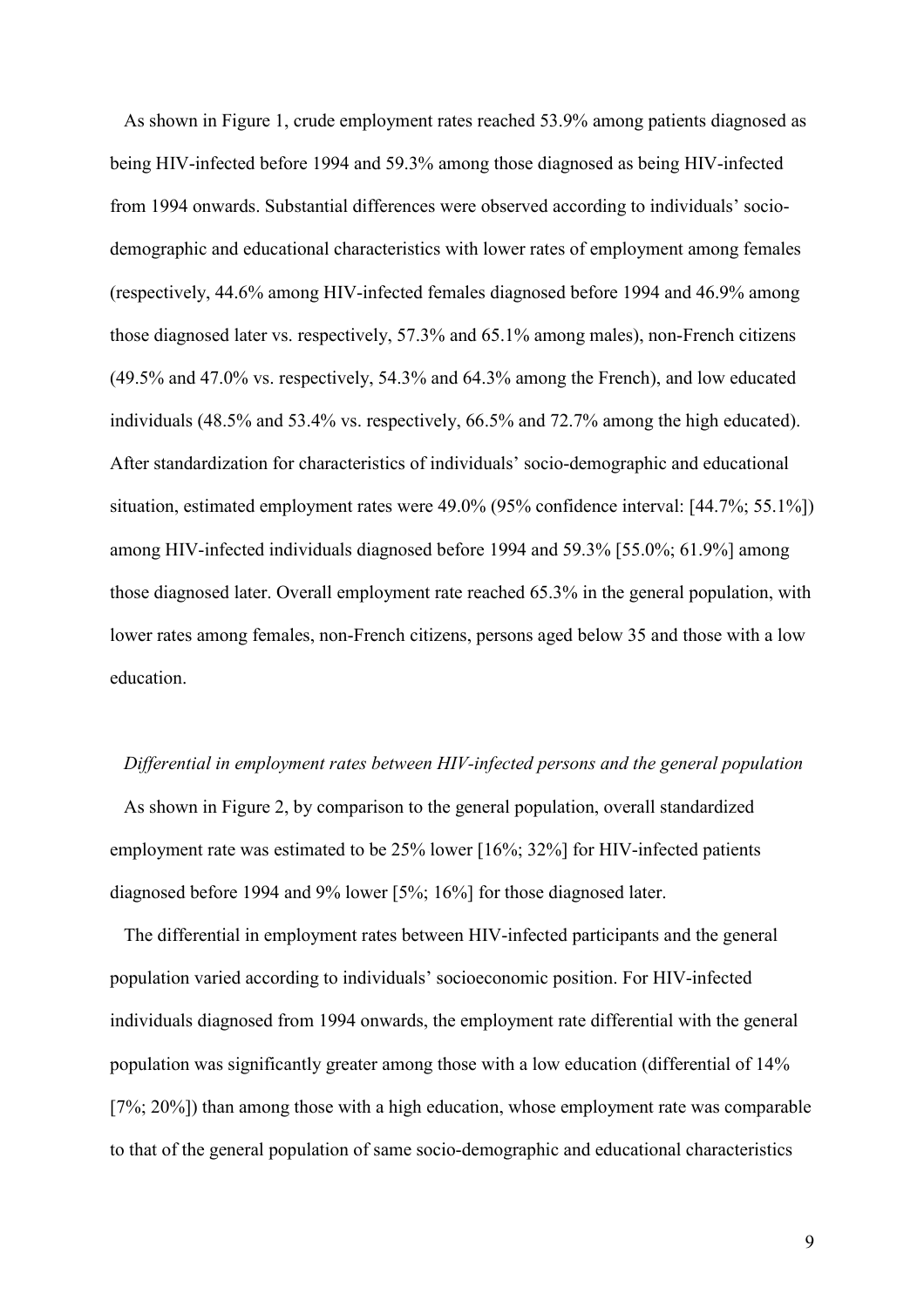As shown in Figure 1, crude employment rates reached 53.9% among patients diagnosed as being HIV-infected before 1994 and 59.3% among those diagnosed as being HIV-infected from 1994 onwards. Substantial differences were observed according to individuals' socio-demographic and educational characteristics with lower rates of employment among females (respectively, 44.6% among HIV-infected females diagnosed before 1994 and 46.9% among those diagnosed later vs. respectively, 57.3% and 65.1% among males), non-French citizens (49.5% and 47.0% vs. respectively, 54.3% and 64.3% among the French), and low educated individuals (48.5% and 53.4% vs. respectively, 66.5% and 72.7% among the high educated). After standardization for characteristics of individuals' socio-demographic and educational situation, estimated employment rates were 49.0% (95% confidence interval: [44.7%; 55.1%]) among HIV-infected individuals diagnosed before 1994 and 59.3% [55.0%; 61.9%] among those diagnosed later. Overall employment rate reached 65.3% in the general population, with lower rates among females, non-French citizens, persons aged below 35 and those with a low education.

*Differential in employment rates between HIV-infected persons and the general population*

As shown in Figure 2, by comparison to the general population, overall standardized employment rate was estimated to be 25% lower [16%; 32%] for HIV-infected patients diagnosed before 1994 and 9% lower [5%; 16%] for those diagnosed later.

The differential in employment rates between HIV-infected participants and the general population varied according to individuals' socioeconomic position. For HIV-infected individuals diagnosed from 1994 onwards, the employment rate differential with the general population was significantly greater among those with a low education (differential of 14% [7%; 20%]) than among those with a high education, whose employment rate was comparable to that of the general population of same socio-demographic and educational characteristics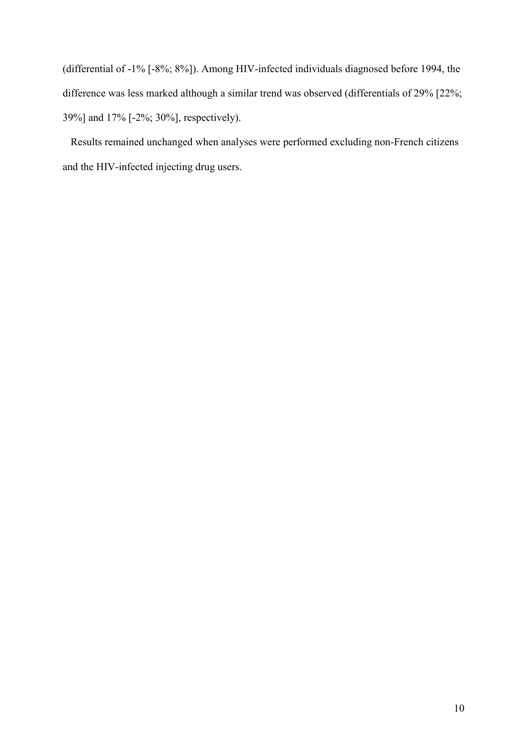(differential of -1% [-8%; 8%]). Among HIV-infected individuals diagnosed before 1994, the difference was less marked although a similar trend was observed (differentials of 29% [22%; 39%] and 17% [-2%; 30%], respectively).

Results remained unchanged when analyses were performed excluding non-French citizens and the HIV-infected injecting drug users.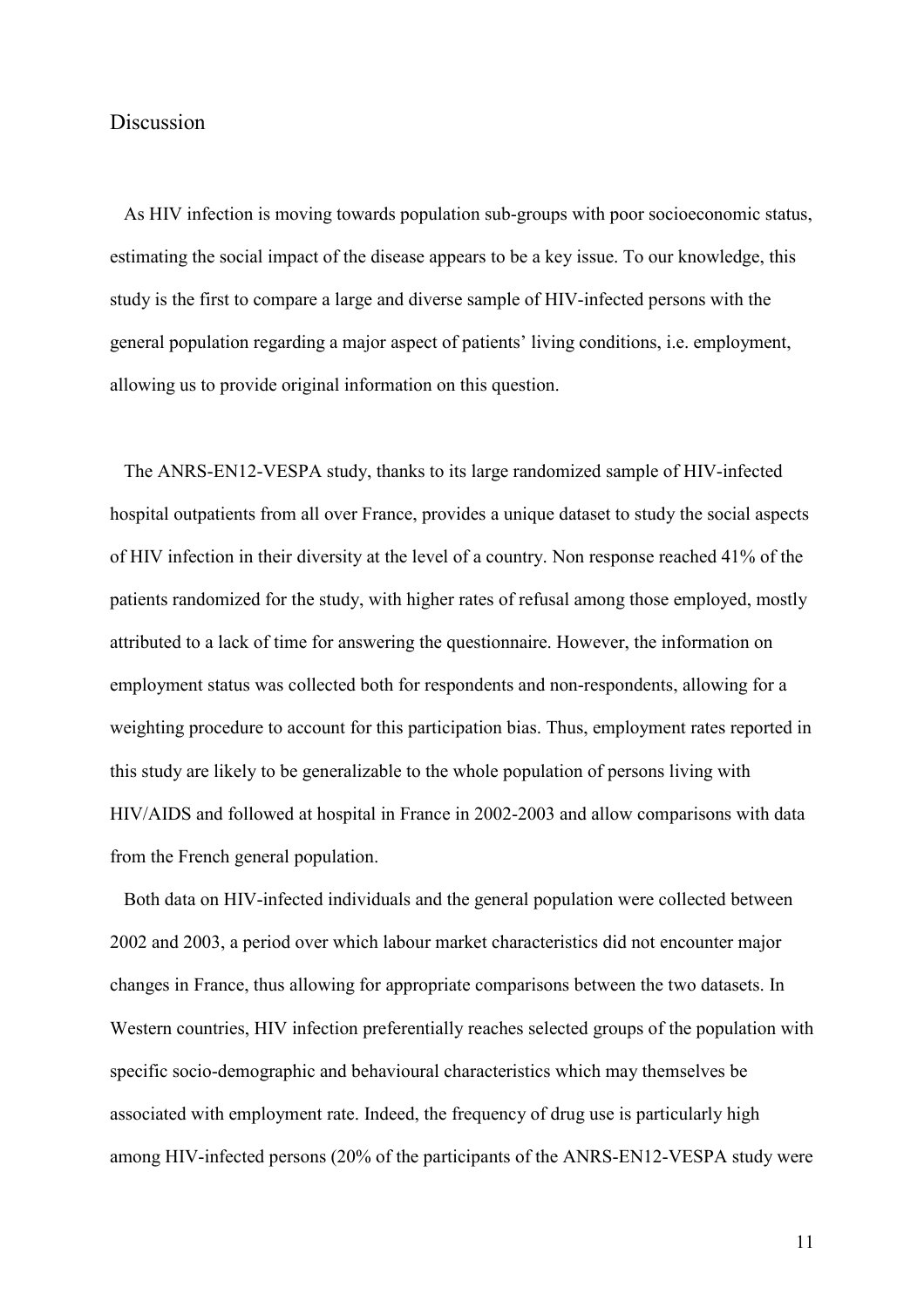## Discussion

As HIV infection is moving towards population sub-groups with poor socioeconomic status, estimating the social impact of the disease appears to be a key issue. To our knowledge, this study is the first to compare a large and diverse sample of HIV-infected persons with the general population regarding a major aspect of patients' living conditions, i.e. employment, allowing us to provide original information on this question.

The ANRS-EN12-VESPA study, thanks to its large randomized sample of HIV-infected hospital outpatients from all over France, provides a unique dataset to study the social aspects of HIV infection in their diversity at the level of a country. Non response reached 41% of the patients randomized for the study, with higher rates of refusal among those employed, mostly attributed to a lack of time for answering the questionnaire. However, the information on employment status was collected both for respondents and non-respondents, allowing for a weighting procedure to account for this participation bias. Thus, employment rates reported in this study are likely to be generalizable to the whole population of persons living with HIV/AIDS and followed at hospital in France in 2002-2003 and allow comparisons with data from the French general population.

Both data on HIV-infected individuals and the general population were collected between 2002 and 2003, a period over which labour market characteristics did not encounter major changes in France, thus allowing for appropriate comparisons between the two datasets. In Western countries, HIV infection preferentially reaches selected groups of the population with specific socio-demographic and behavioural characteristics which may themselves be associated with employment rate. Indeed, the frequency of drug use is particularly high among HIV-infected persons (20% of the participants of the ANRS-EN12-VESPA study were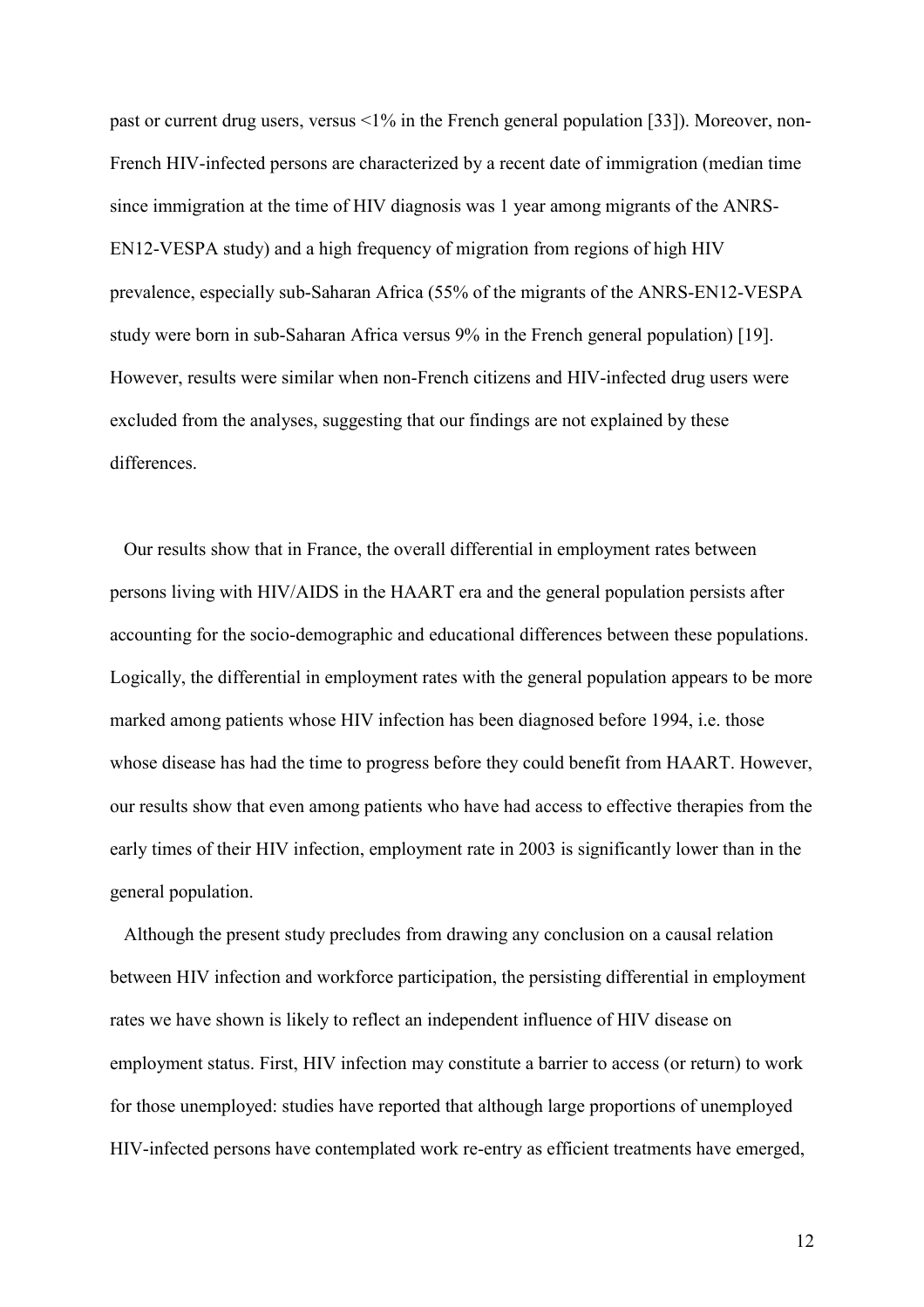past or current drug users, versus <1% in the French general population [33]). Moreover, non-French HIV-infected persons are characterized by a recent date of immigration (median time since immigration at the time of HIV diagnosis was 1 year among migrants of the ANRS-EN12-VESPA study) and a high frequency of migration from regions of high HIV prevalence, especially sub-Saharan Africa (55% of the migrants of the ANRS-EN12-VESPA study were born in sub-Saharan Africa versus 9% in the French general population) [19]. However, results were similar when non-French citizens and HIV-infected drug users were excluded from the analyses, suggesting that our findings are not explained by these differences.

Our results show that in France, the overall differential in employment rates between persons living with HIV/AIDS in the HAART era and the general population persists after accounting for the socio-demographic and educational differences between these populations. Logically, the differential in employment rates with the general population appears to be more marked among patients whose HIV infection has been diagnosed before 1994, i.e. those whose disease has had the time to progress before they could benefit from HAART. However, our results show that even among patients who have had access to effective therapies from the early times of their HIV infection, employment rate in 2003 is significantly lower than in the general population.

Although the present study precludes from drawing any conclusion on a causal relation between HIV infection and workforce participation, the persisting differential in employment rates we have shown is likely to reflect an independent influence of HIV disease on employment status. First, HIV infection may constitute a barrier to access (or return) to work for those unemployed: studies have reported that although large proportions of unemployed HIV-infected persons have contemplated work re-entry as efficient treatments have emerged,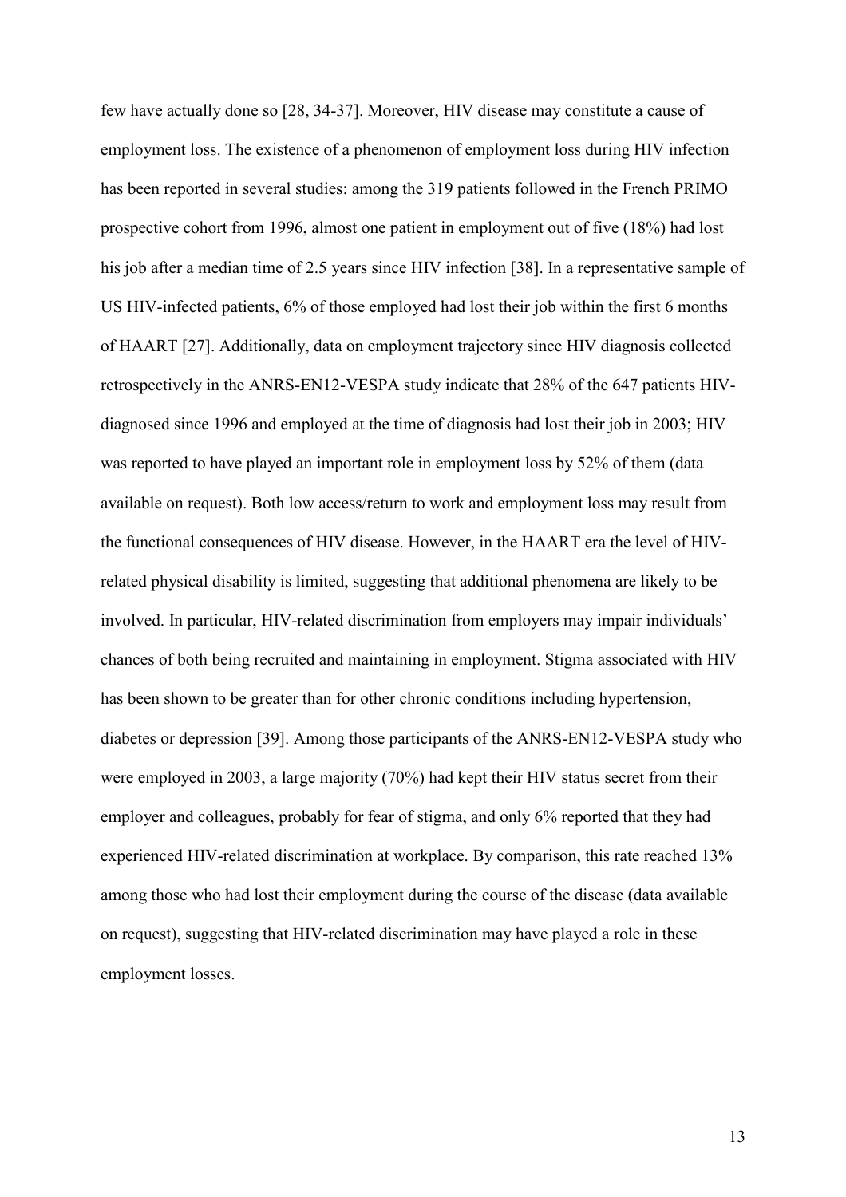few have actually done so [28, 34-37]. Moreover, HIV disease may constitute a cause of employment loss. The existence of a phenomenon of employment loss during HIV infection has been reported in several studies: among the 319 patients followed in the French PRIMO prospective cohort from 1996, almost one patient in employment out of five (18%) had lost his job after a median time of 2.5 years since HIV infection [38]. In a representative sample of US HIV-infected patients, 6% of those employed had lost their job within the first 6 months of HAART [27]. Additionally, data on employment trajectory since HIV diagnosis collected retrospectively in the ANRS-EN12-VESPA study indicate that 28% of the 647 patients HIV-diagnosed since 1996 and employed at the time of diagnosis had lost their job in 2003; HIV was reported to have played an important role in employment loss by 52% of them (data available on request). Both low access/return to work and employment loss may result from the functional consequences of HIV disease. However, in the HAART era the level of HIV-related physical disability is limited, suggesting that additional phenomena are likely to be involved. In particular, HIV-related discrimination from employers may impair individuals' chances of both being recruited and maintaining in employment. Stigma associated with HIV has been shown to be greater than for other chronic conditions including hypertension, diabetes or depression [39]. Among those participants of the ANRS-EN12-VESPA study who were employed in 2003, a large majority (70%) had kept their HIV status secret from their employer and colleagues, probably for fear of stigma, and only 6% reported that they had experienced HIV-related discrimination at workplace. By comparison, this rate reached 13% among those who had lost their employment during the course of the disease (data available on request), suggesting that HIV-related discrimination may have played a role in these employment losses.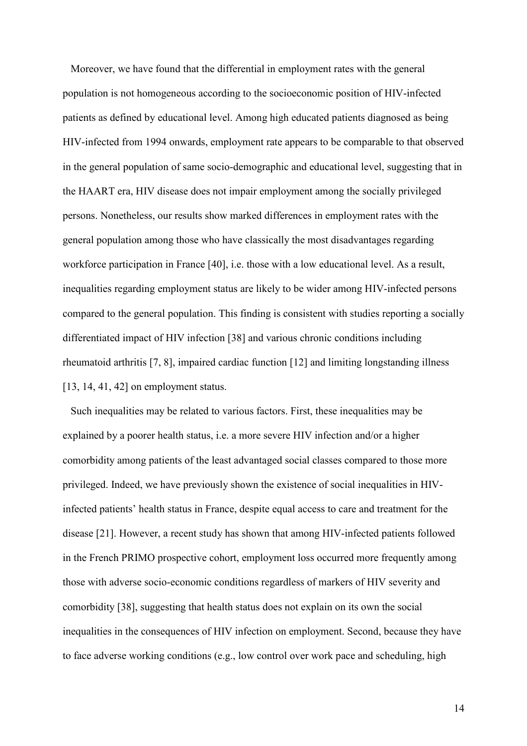Moreover, we have found that the differential in employment rates with the general population is not homogeneous according to the socioeconomic position of HIV-infected patients as defined by educational level. Among high educated patients diagnosed as being HIV-infected from 1994 onwards, employment rate appears to be comparable to that observed in the general population of same socio-demographic and educational level, suggesting that in the HAART era, HIV disease does not impair employment among the socially privileged persons. Nonetheless, our results show marked differences in employment rates with the general population among those who have classically the most disadvantages regarding workforce participation in France [40], i.e. those with a low educational level. As a result, inequalities regarding employment status are likely to be wider among HIV-infected persons compared to the general population. This finding is consistent with studies reporting a socially differentiated impact of HIV infection [38] and various chronic conditions including rheumatoid arthritis [7, 8], impaired cardiac function [12] and limiting longstanding illness [13, 14, 41, 42] on employment status.

Such inequalities may be related to various factors. First, these inequalities may be explained by a poorer health status, i.e. a more severe HIV infection and/or a higher comorbidity among patients of the least advantaged social classes compared to those more privileged. Indeed, we have previously shown the existence of social inequalities in HIV-infected patients' health status in France, despite equal access to care and treatment for the disease [21]. However, a recent study has shown that among HIV-infected patients followed in the French PRIMO prospective cohort, employment loss occurred more frequently among those with adverse socio-economic conditions regardless of markers of HIV severity and comorbidity [38], suggesting that health status does not explain on its own the social inequalities in the consequences of HIV infection on employment. Second, because they have to face adverse working conditions (e.g., low control over work pace and scheduling, high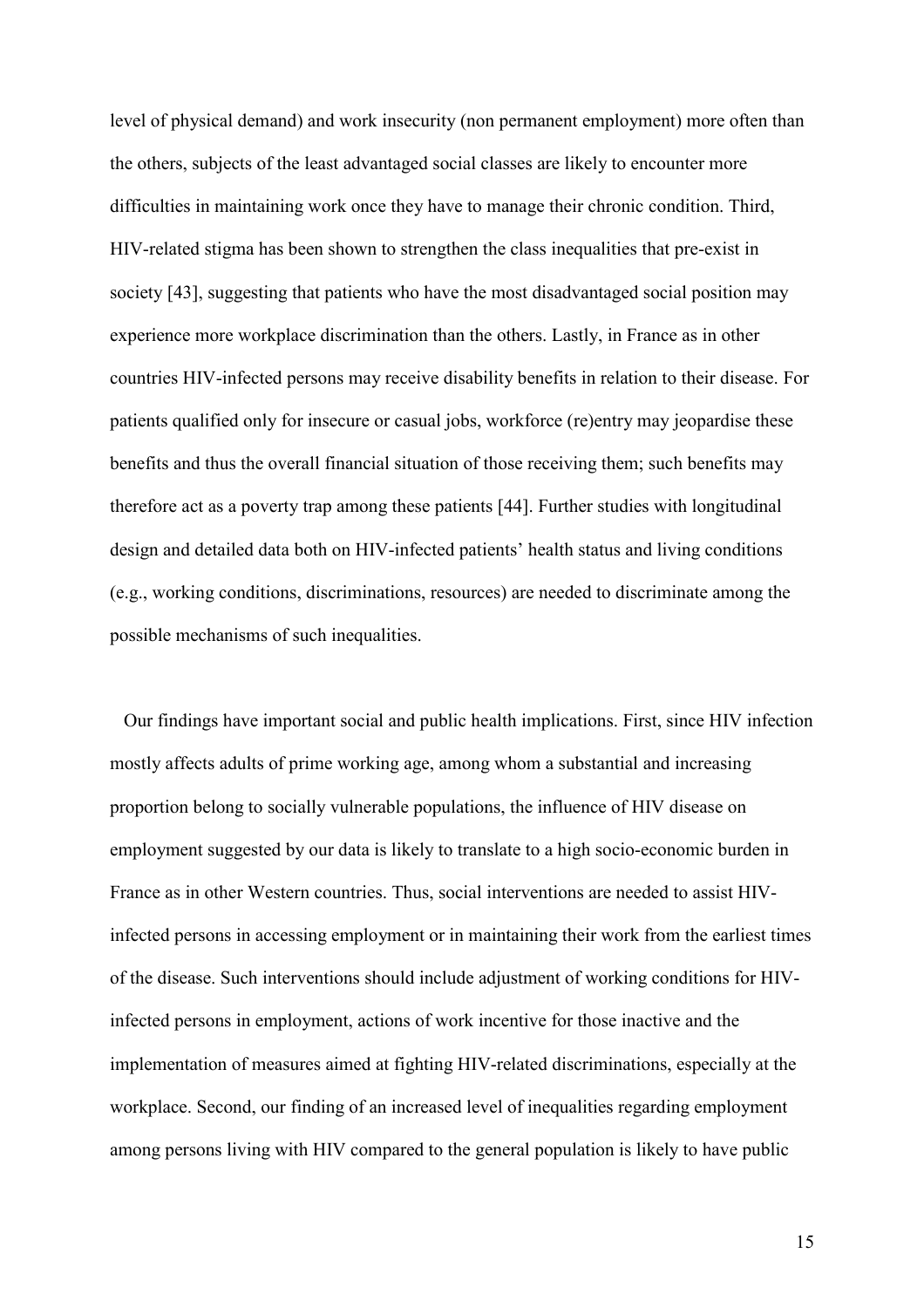level of physical demand) and work insecurity (non permanent employment) more often than the others, subjects of the least advantaged social classes are likely to encounter more difficulties in maintaining work once they have to manage their chronic condition. Third, HIV-related stigma has been shown to strengthen the class inequalities that pre-exist in society [43], suggesting that patients who have the most disadvantaged social position may experience more workplace discrimination than the others. Lastly, in France as in other countries HIV-infected persons may receive disability benefits in relation to their disease. For patients qualified only for insecure or casual jobs, workforce (re)entry may jeopardise these benefits and thus the overall financial situation of those receiving them; such benefits may therefore act as a poverty trap among these patients [44]. Further studies with longitudinal design and detailed data both on HIV-infected patients' health status and living conditions (e.g., working conditions, discriminations, resources) are needed to discriminate among the possible mechanisms of such inequalities.

Our findings have important social and public health implications. First, since HIV infection mostly affects adults of prime working age, among whom a substantial and increasing proportion belong to socially vulnerable populations, the influence of HIV disease on employment suggested by our data is likely to translate to a high socio-economic burden in France as in other Western countries. Thus, social interventions are needed to assist HIV-infected persons in accessing employment or in maintaining their work from the earliest times of the disease. Such interventions should include adjustment of working conditions for HIV-infected persons in employment, actions of work incentive for those inactive and the implementation of measures aimed at fighting HIV-related discriminations, especially at the workplace. Second, our finding of an increased level of inequalities regarding employment among persons living with HIV compared to the general population is likely to have public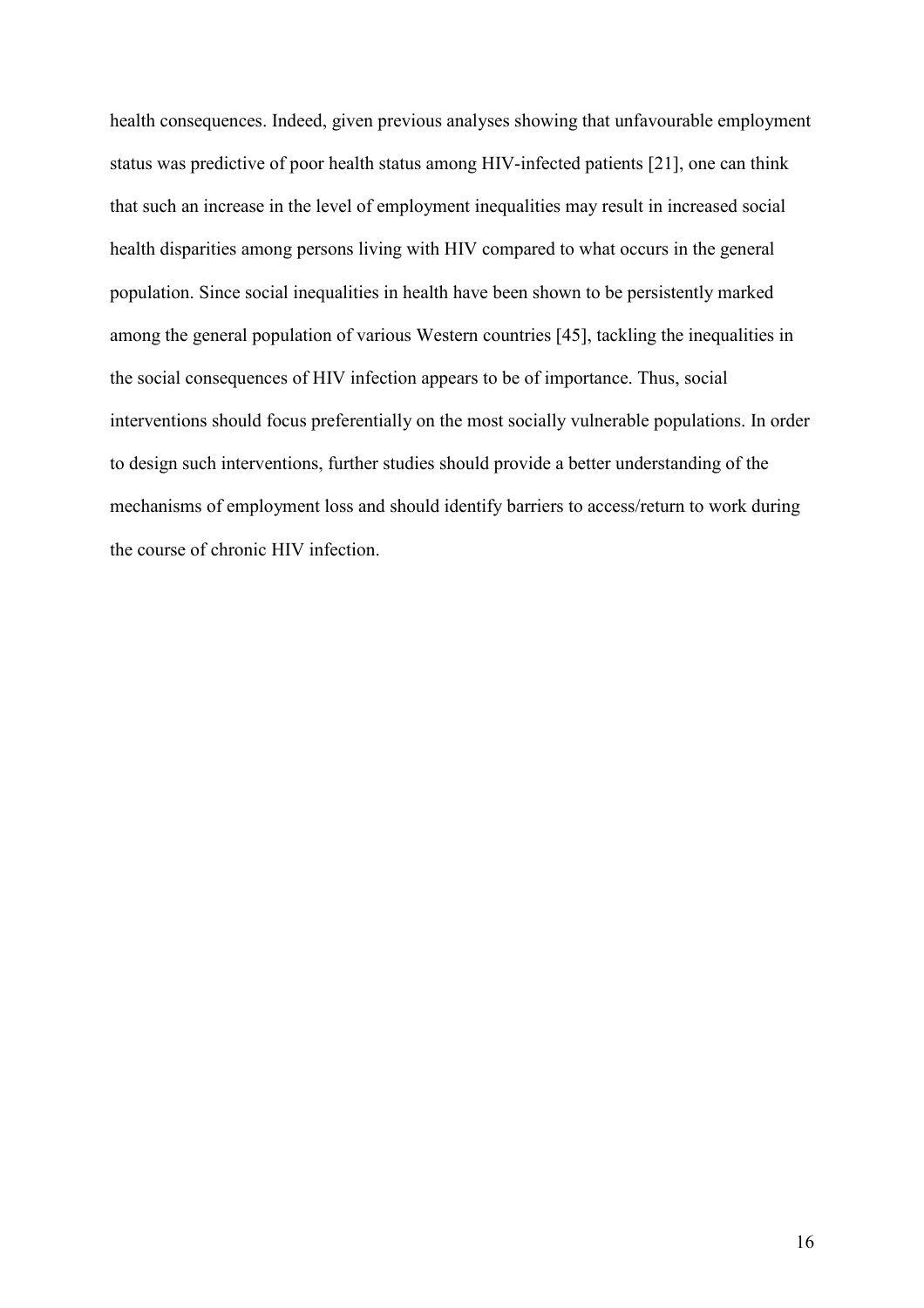health consequences. Indeed, given previous analyses showing that unfavourable employment status was predictive of poor health status among HIV-infected patients [21], one can think that such an increase in the level of employment inequalities may result in increased social health disparities among persons living with HIV compared to what occurs in the general population. Since social inequalities in health have been shown to be persistently marked among the general population of various Western countries [45], tackling the inequalities in the social consequences of HIV infection appears to be of importance. Thus, social interventions should focus preferentially on the most socially vulnerable populations. In order to design such interventions, further studies should provide a better understanding of the mechanisms of employment loss and should identify barriers to access/return to work during the course of chronic HIV infection.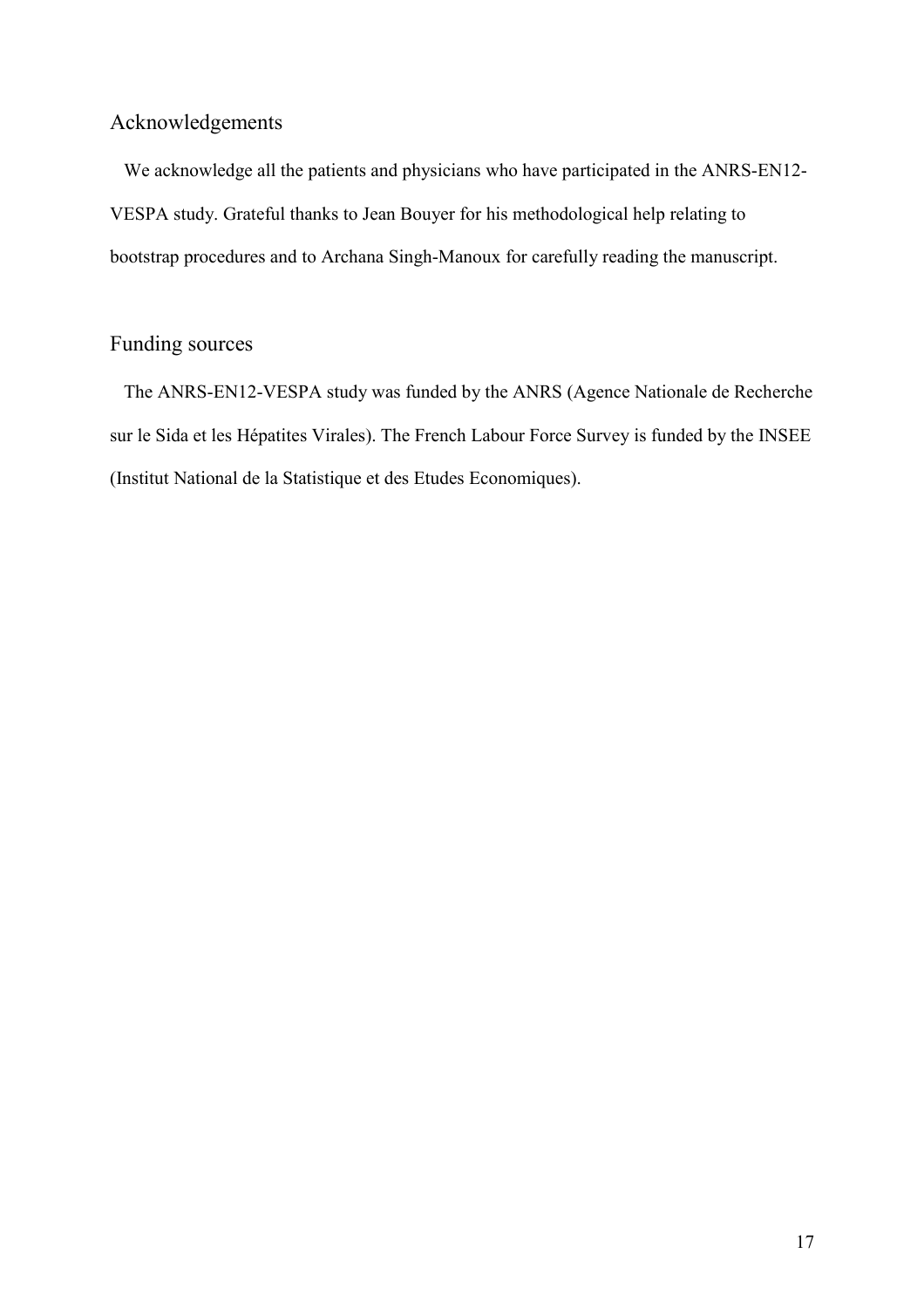## Acknowledgements

We acknowledge all the patients and physicians who have participated in the ANRS-EN12-VESPA study. Grateful thanks to Jean Bouyer for his methodological help relating to bootstrap procedures and to Archana Singh-Manoux for carefully reading the manuscript.

## Funding sources

The ANRS-EN12-VESPA study was funded by the ANRS (Agence Nationale de Recherche sur le Sida et les Hépatites Virales). The French Labour Force Survey is funded by the INSEE (Institut National de la Statistique et des Etudes Economiques).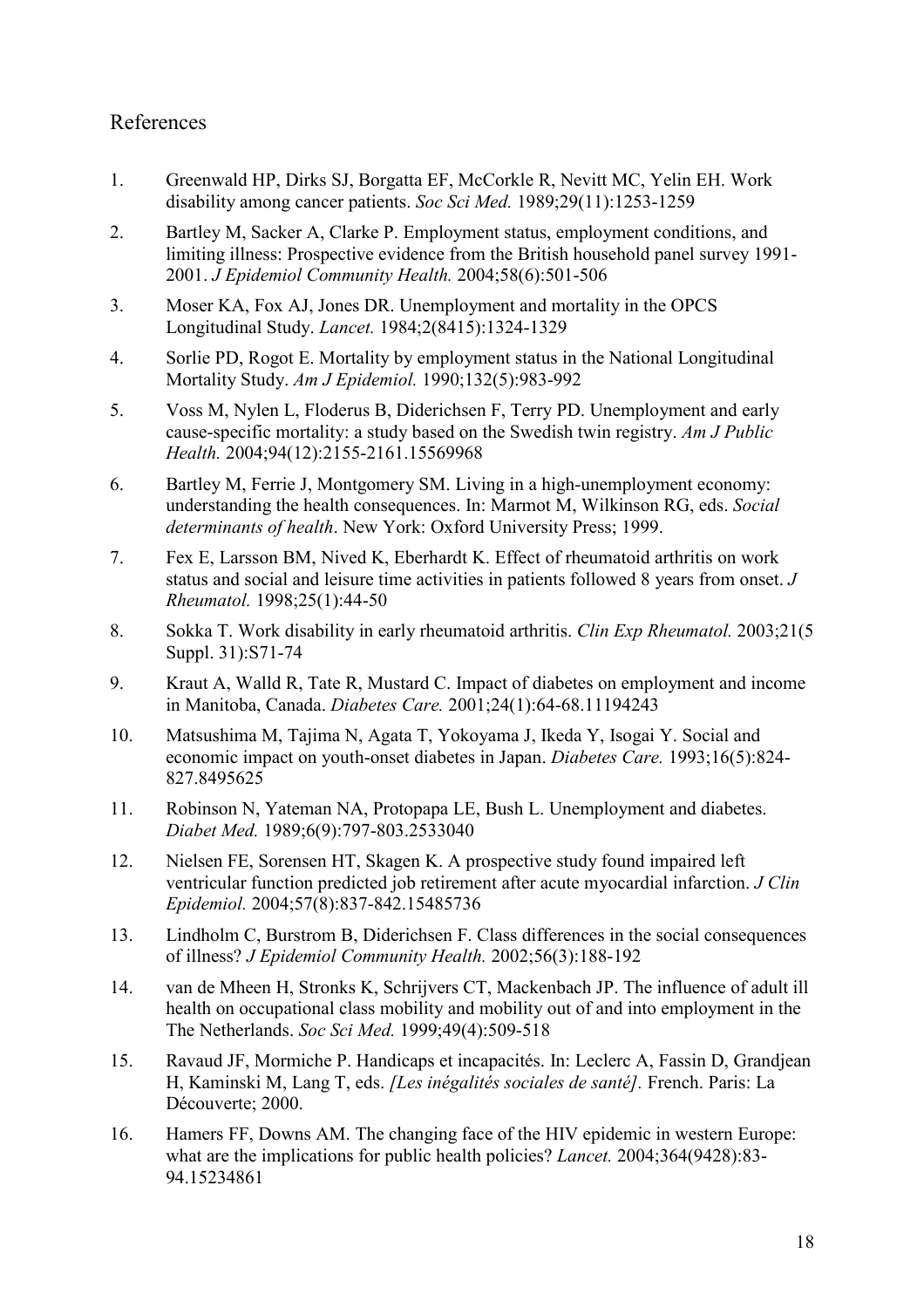## References

1. Greenwald HP, Dirks SJ, Borgatta EF, McCorkle R, Nevitt MC, Yelin EH. Work disability among cancer patients. *Soc Sci Med.* 1989;29(11):1253-1259
2. Bartley M, Sacker A, Clarke P. Employment status, employment conditions, and limiting illness: Prospective evidence from the British household panel survey 1991-2001. *J Epidemiol Community Health.* 2004;58(6):501-506
3. Moser KA, Fox AJ, Jones DR. Unemployment and mortality in the OPCS Longitudinal Study. *Lancet.* 1984;2(8415):1324-1329
4. Sorlie PD, Rogot E. Mortality by employment status in the National Longitudinal Mortality Study. *Am J Epidemiol.* 1990;132(5):983-992
5. Voss M, Nylen L, Floderus B, Diderichsen F, Terry PD. Unemployment and early cause-specific mortality: a study based on the Swedish twin registry. *Am J Public Health.* 2004;94(12):2155-2161.15569968
6. Bartley M, Ferrie J, Montgomery SM. Living in a high-unemployment economy: understanding the health consequences. In: Marmot M, Wilkinson RG, eds. *Social determinants of health*. New York: Oxford University Press; 1999.
7. Fex E, Larsson BM, Nived K, Eberhardt K. Effect of rheumatoid arthritis on work status and social and leisure time activities in patients followed 8 years from onset. *J Rheumatol.* 1998;25(1):44-50
8. Sokka T. Work disability in early rheumatoid arthritis. *Clin Exp Rheumatol.* 2003;21(5 Suppl. 31):S71-74
9. Kraut A, Walld R, Tate R, Mustard C. Impact of diabetes on employment and income in Manitoba, Canada. *Diabetes Care.* 2001;24(1):64-68.11194243
10. Matsushima M, Tajima N, Agata T, Yokoyama J, Ikeda Y, Isogai Y. Social and economic impact on youth-onset diabetes in Japan. *Diabetes Care.* 1993;16(5):824-827.8495625
11. Robinson N, Yateman NA, Protopapa LE, Bush L. Unemployment and diabetes. *Diabet Med.* 1989;6(9):797-803.2533040
12. Nielsen FE, Sorensen HT, Skagen K. A prospective study found impaired left ventricular function predicted job retirement after acute myocardial infarction. *J Clin Epidemiol.* 2004;57(8):837-842.15485736
13. Lindholm C, Burstrom B, Diderichsen F. Class differences in the social consequences of illness? *J Epidemiol Community Health.* 2002;56(3):188-192
14. van de Mheen H, Stronks K, Schrijvers CT, Mackenbach JP. The influence of adult ill health on occupational class mobility and mobility out of and into employment in the The Netherlands. *Soc Sci Med.* 1999;49(4):509-518
15. Ravaud JF, Mormiche P. Handicaps et incapacités. In: Leclerc A, Fassin D, Grandjean H, Kaminski M, Lang T, eds. *[Les inégalités sociales de santé].* French. Paris: La Découverte; 2000.
16. Hamers FF, Downs AM. The changing face of the HIV epidemic in western Europe: what are the implications for public health policies? *Lancet.* 2004;364(9428):83-94.15234861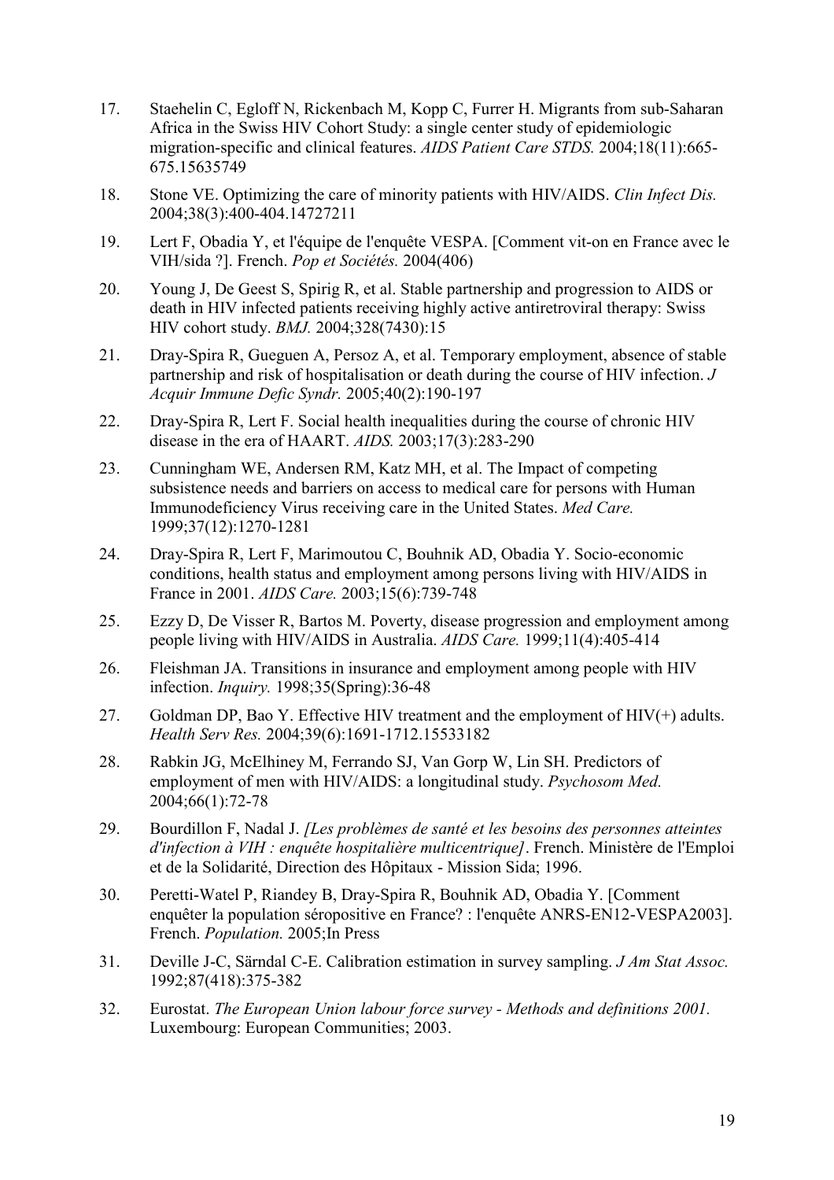17. Staehelin C, Egloff N, Rickenbach M, Kopp C, Furrer H. Migrants from sub-Saharan Africa in the Swiss HIV Cohort Study: a single center study of epidemiologic migration-specific and clinical features. *AIDS Patient Care STDS.* 2004;18(11):665-675.15635749

18. Stone VE. Optimizing the care of minority patients with HIV/AIDS. *Clin Infect Dis.* 2004;38(3):400-404.14727211

19. Lert F, Obadia Y, et l'équipe de l'enquête VESPA. [Comment vit-on en France avec le VIH/sida ?]. French. *Pop et Sociétés.* 2004(406)

20. Young J, De Geest S, Spirig R, et al. Stable partnership and progression to AIDS or death in HIV infected patients receiving highly active antiretroviral therapy: Swiss HIV cohort study. *BMJ.* 2004;328(7430):15

21. Dray-Spira R, Gueguen A, Persoz A, et al. Temporary employment, absence of stable partnership and risk of hospitalisation or death during the course of HIV infection. *J Acquir Immune Defic Syndr.* 2005;40(2):190-197

22. Dray-Spira R, Lert F. Social health inequalities during the course of chronic HIV disease in the era of HAART. *AIDS.* 2003;17(3):283-290

23. Cunningham WE, Andersen RM, Katz MH, et al. The Impact of competing subsistence needs and barriers on access to medical care for persons with Human Immunodeficiency Virus receiving care in the United States. *Med Care.* 1999;37(12):1270-1281

24. Dray-Spira R, Lert F, Marimoutou C, Bouhnik AD, Obadia Y. Socio-economic conditions, health status and employment among persons living with HIV/AIDS in France in 2001. *AIDS Care.* 2003;15(6):739-748

25. Ezzy D, De Visser R, Bartos M. Poverty, disease progression and employment among people living with HIV/AIDS in Australia. *AIDS Care.* 1999;11(4):405-414

26. Fleishman JA. Transitions in insurance and employment among people with HIV infection. *Inquiry.* 1998;35(Spring):36-48

27. Goldman DP, Bao Y. Effective HIV treatment and the employment of HIV(+) adults. *Health Serv Res.* 2004;39(6):1691-1712.15533182

28. Rabkin JG, McElhiney M, Ferrando SJ, Van Gorp W, Lin SH. Predictors of employment of men with HIV/AIDS: a longitudinal study. *Psychosom Med.* 2004;66(1):72-78

29. Bourdillon F, Nadal J. *[Les problèmes de santé et les besoins des personnes atteintes d'infection à VIH : enquête hospitalière multicentrique]*. French. Ministère de l'Emploi et de la Solidarité, Direction des Hôpitaux - Mission Sida; 1996.

30. Peretti-Watel P, Riandey B, Dray-Spira R, Bouhnik AD, Obadia Y. [Comment enquêter la population séropositive en France? : l'enquête ANRS-EN12-VESPA2003]. French. *Population.* 2005;In Press

31. Deville J-C, Särndal C-E. Calibration estimation in survey sampling. *J Am Stat Assoc.* 1992;87(418):375-382

32. Eurostat. *The European Union labour force survey - Methods and definitions 2001.* Luxembourg: European Communities; 2003.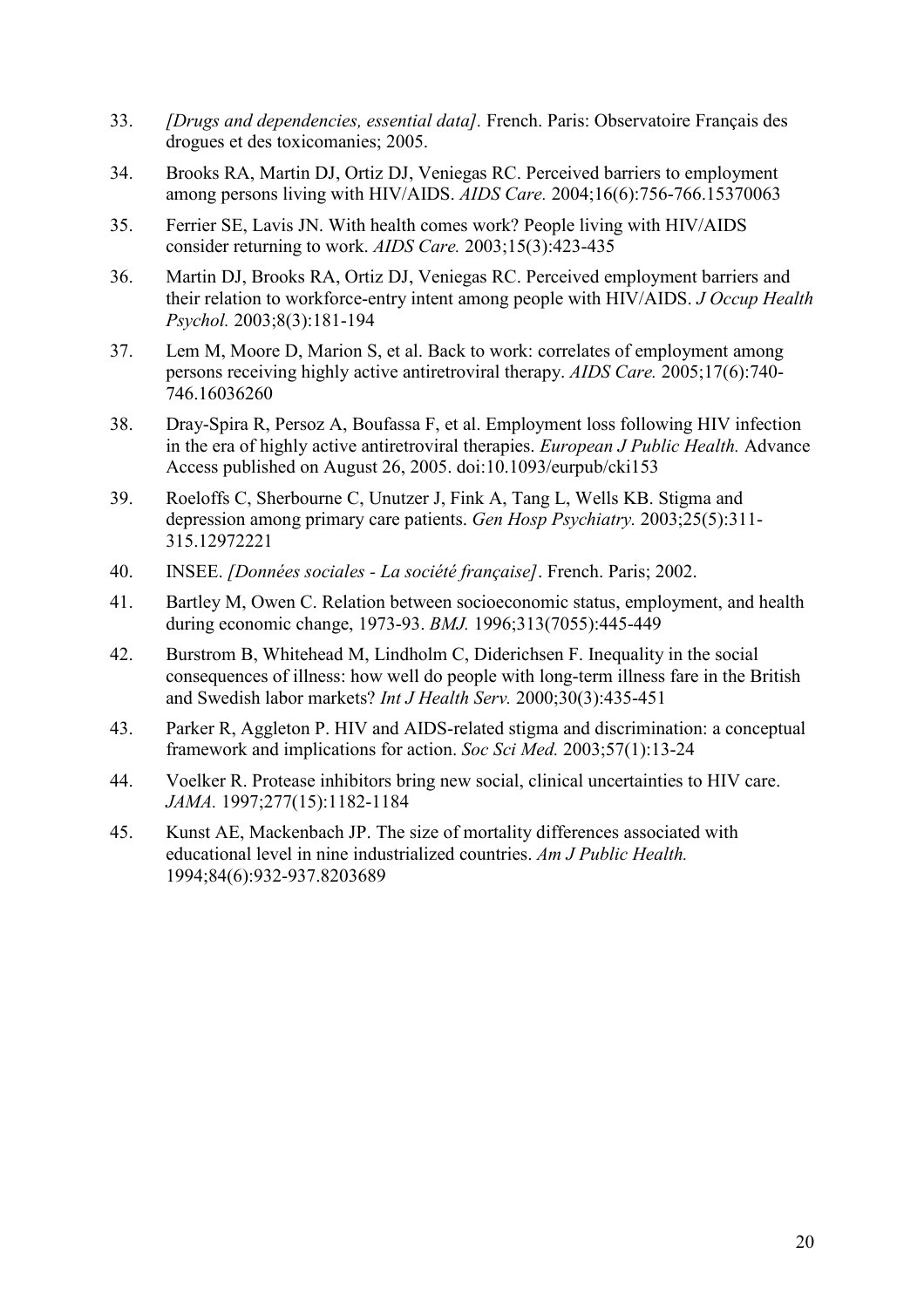33. *[Drugs and dependencies, essential data].* French. Paris: Observatoire Français des drogues et des toxicomanies; 2005.

34. Brooks RA, Martin DJ, Ortiz DJ, Veniegas RC. Perceived barriers to employment among persons living with HIV/AIDS. *AIDS Care.* 2004;16(6):756-766.15370063

35. Ferrier SE, Lavis JN. With health comes work? People living with HIV/AIDS consider returning to work. *AIDS Care.* 2003;15(3):423-435

36. Martin DJ, Brooks RA, Ortiz DJ, Veniegas RC. Perceived employment barriers and their relation to workforce-entry intent among people with HIV/AIDS. *J Occup Health Psychol.* 2003;8(3):181-194

37. Lem M, Moore D, Marion S, et al. Back to work: correlates of employment among persons receiving highly active antiretroviral therapy. *AIDS Care.* 2005;17(6):740-746.16036260

38. Dray-Spira R, Persoz A, Boufassa F, et al. Employment loss following HIV infection in the era of highly active antiretroviral therapies. *European J Public Health.* Advance Access published on August 26, 2005. doi:10.1093/eurpub/cki153

39. Roeloffs C, Sherbourne C, Unutzer J, Fink A, Tang L, Wells KB. Stigma and depression among primary care patients. *Gen Hosp Psychiatry.* 2003;25(5):311-315.12972221

40. INSEE. *[Données sociales - La société française]*. French. Paris; 2002.

41. Bartley M, Owen C. Relation between socioeconomic status, employment, and health during economic change, 1973-93. *BMJ.* 1996;313(7055):445-449

42. Burstrom B, Whitehead M, Lindholm C, Diderichsen F. Inequality in the social consequences of illness: how well do people with long-term illness fare in the British and Swedish labor markets? *Int J Health Serv.* 2000;30(3):435-451

43. Parker R, Aggleton P. HIV and AIDS-related stigma and discrimination: a conceptual framework and implications for action. *Soc Sci Med.* 2003;57(1):13-24

44. Voelker R. Protease inhibitors bring new social, clinical uncertainties to HIV care. *JAMA.* 1997;277(15):1182-1184

45. Kunst AE, Mackenbach JP. The size of mortality differences associated with educational level in nine industrialized countries. *Am J Public Health.* 1994;84(6):932-937.8203689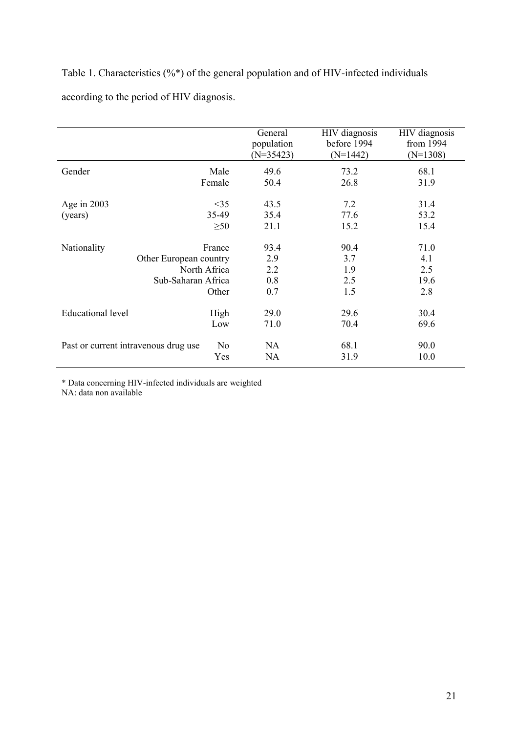Table 1. Characteristics (%*) of the general population and of HIV-infected individuals according to the period of HIV diagnosis.

| | | General population (N=35423) | HIV diagnosis before 1994 (N=1442) | HIV diagnosis from 1994 (N=1308) |
|---|---|---|---|---|
| Gender | Male | 49.6 | 73.2 | 68.1 |
| | Female | 50.4 | 26.8 | 31.9 |
| Age in 2003 (years) | <35 | 43.5 | 7.2 | 31.4 |
| | 35-49 | 35.4 | 77.6 | 53.2 |
| | ≥50 | 21.1 | 15.2 | 15.4 |
| Nationality | France | 93.4 | 90.4 | 71.0 |
| | Other European country | 2.9 | 3.7 | 4.1 |
| | North Africa | 2.2 | 1.9 | 2.5 |
| | Sub-Saharan Africa | 0.8 | 2.5 | 19.6 |
| | Other | 0.7 | 1.5 | 2.8 |
| Educational level | High | 29.0 | 29.6 | 30.4 |
| | Low | 71.0 | 70.4 | 69.6 |
| Past or current intravenous drug use | No | NA | 68.1 | 90.0 |
| | Yes | NA | 31.9 | 10.0 |

* Data concerning HIV-infected individuals are weighted
NA: data non available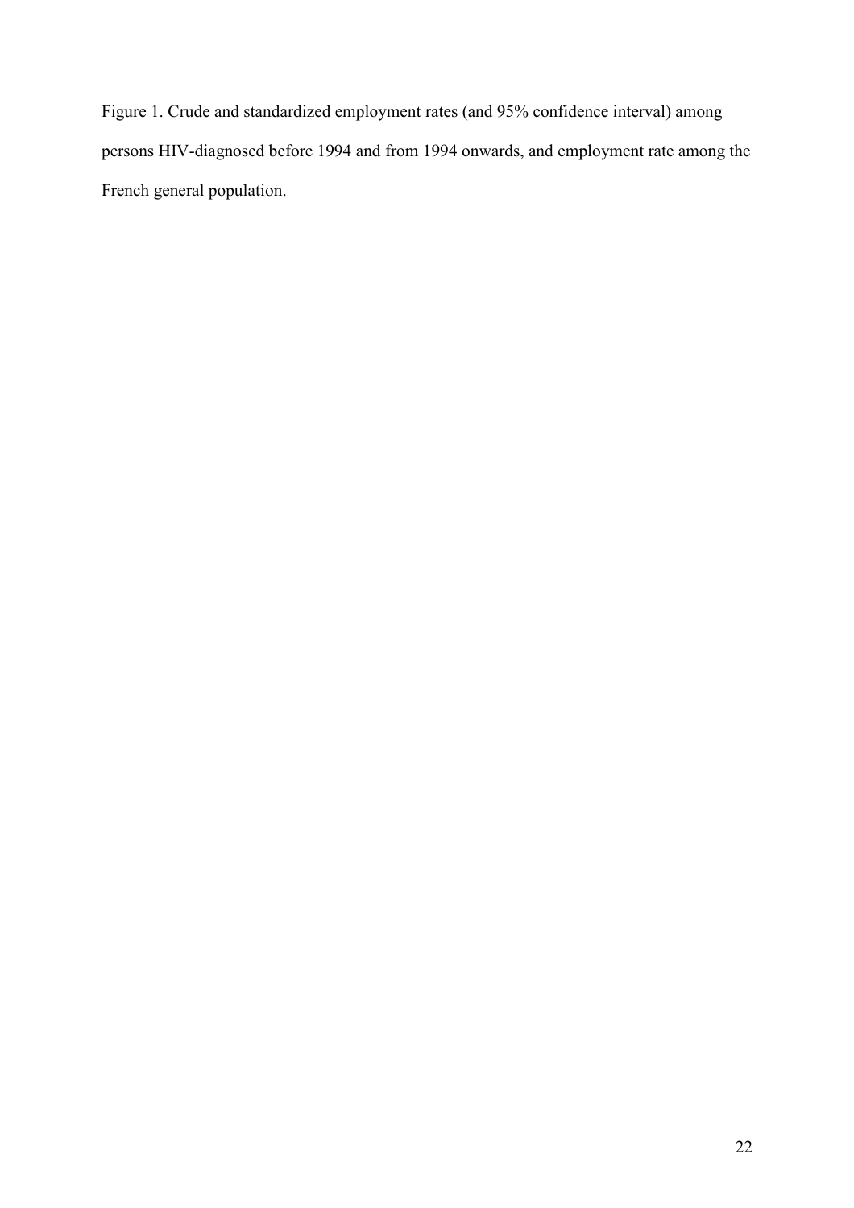Figure 1. Crude and standardized employment rates (and 95% confidence interval) among persons HIV-diagnosed before 1994 and from 1994 onwards, and employment rate among the French general population.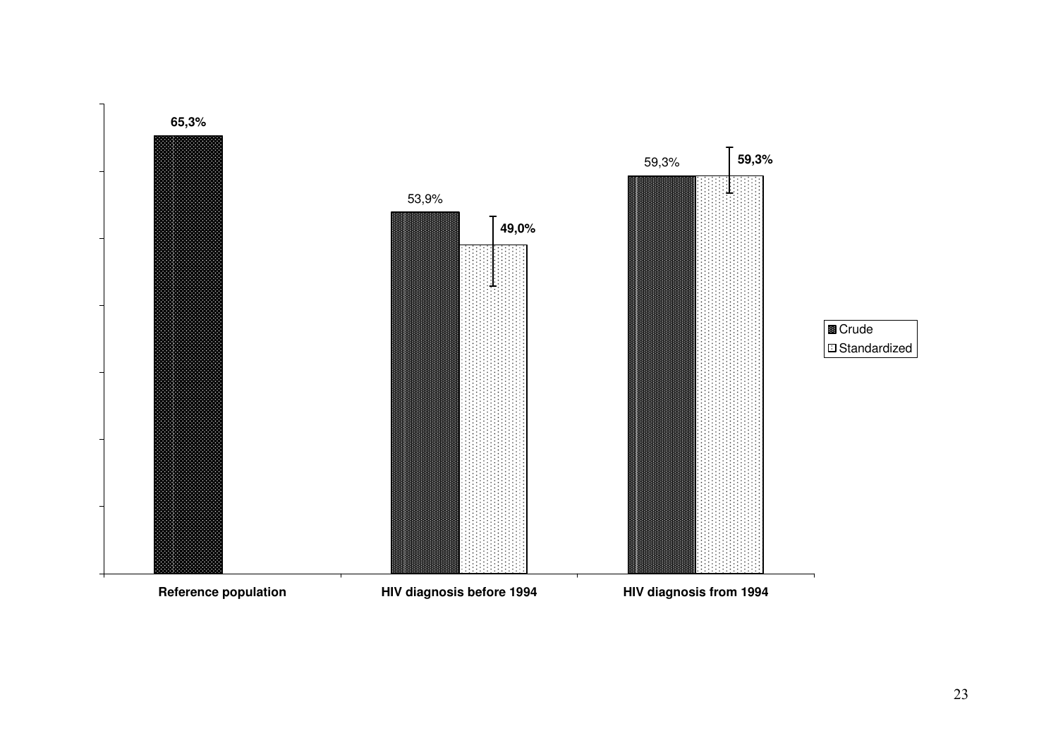| | Crude | Standardized |
|---|---|---|
| Reference population | **65,3%** | |
| HIV diagnosis before 1994 | 53,9% | **49,0%** |
| HIV diagnosis from 1994 | 59,3% | **59,3%** |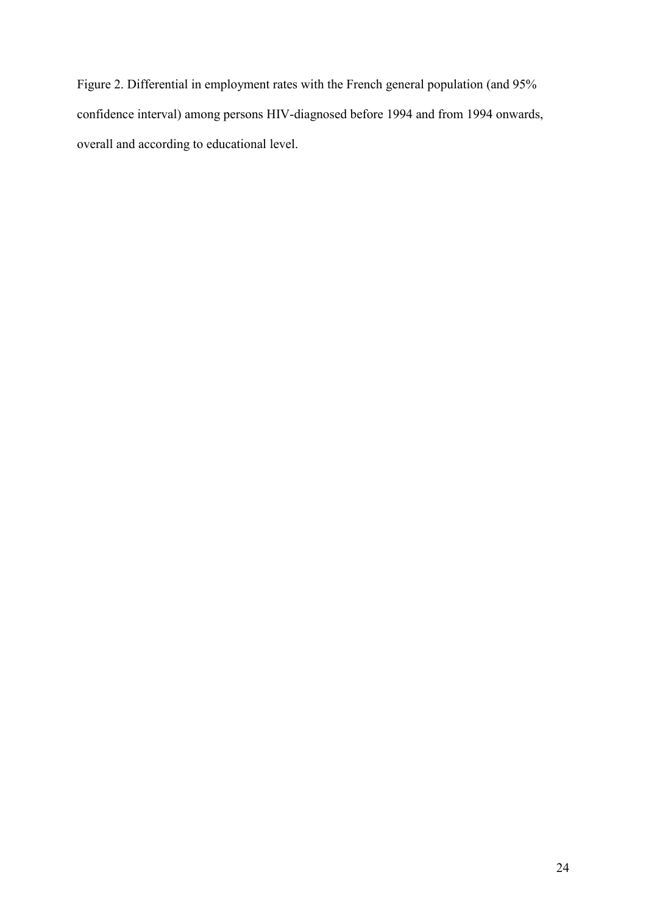Figure 2. Differential in employment rates with the French general population (and 95% confidence interval) among persons HIV-diagnosed before 1994 and from 1994 onwards, overall and according to educational level.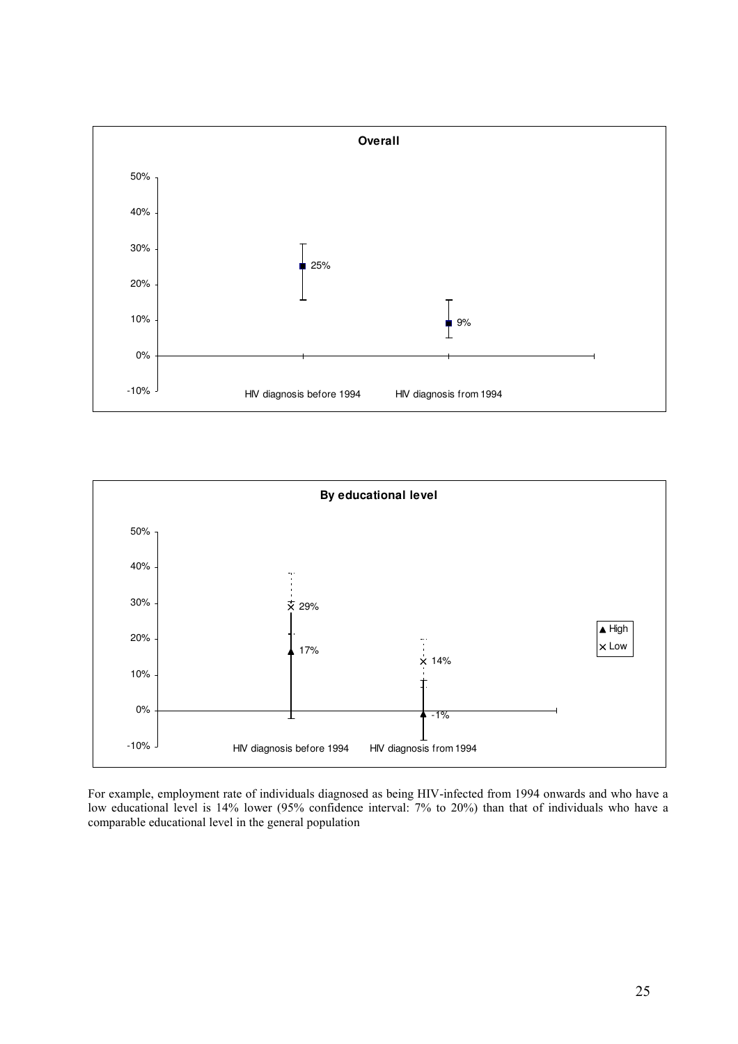**Overall**

50%
40%
30%
20%
10%
0%
-10%

25%
9%

HIV diagnosis before 1994
HIV diagnosis from 1994

**By educational level**

50%
40%
30%
20%
10%
0%
-10%

29%
17%
14%
-1%

▲ High
× Low

HIV diagnosis before 1994
HIV diagnosis from 1994

For example, employment rate of individuals diagnosed as being HIV-infected from 1994 onwards and who have a low educational level is 14% lower (95% confidence interval: 7% to 20%) than that of individuals who have a comparable educational level in the general population